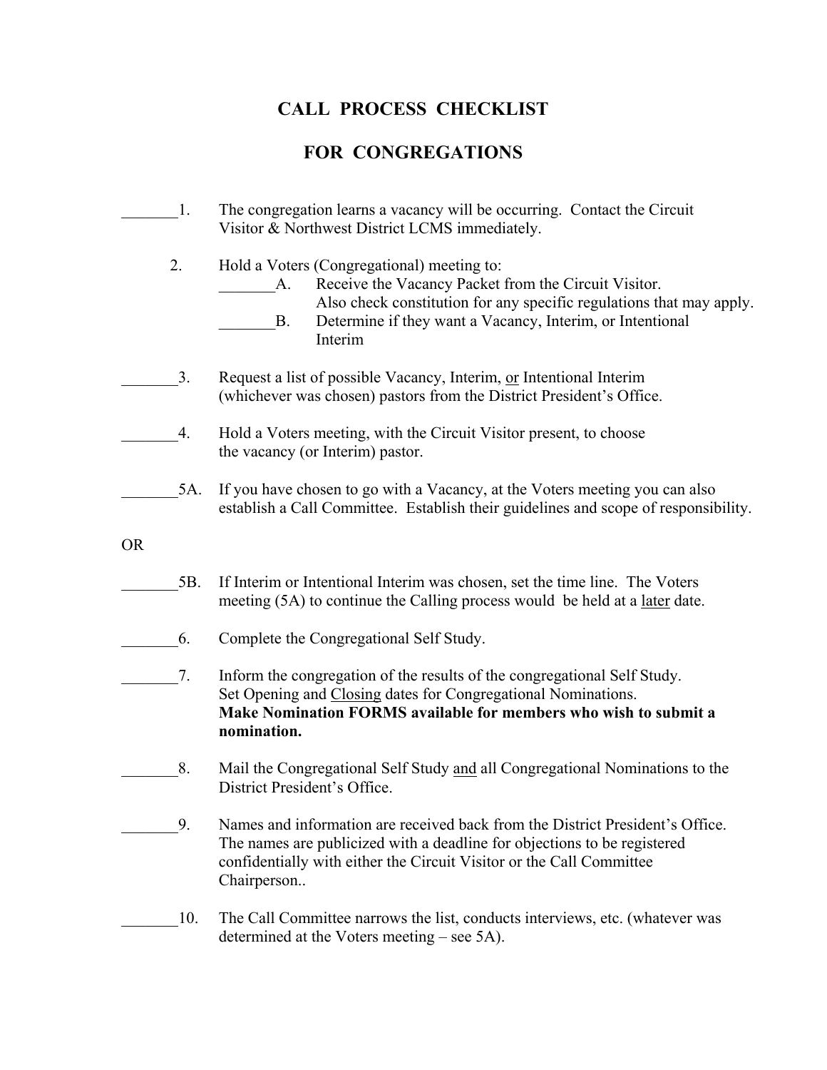# CALL PROCESS CHECKLIST

# FOR CONGREGATIONS

_______1. The congregation learns a vacancy will be occurring. Contact the Circuit Visitor & Northwest District LCMS immediately.

2. Hold a Voters (Congregational) meeting to:
   - _______A. Receive the Vacancy Packet from the Circuit Visitor. Also check constitution for any specific regulations that may apply.
   - _______B. Determine if they want a Vacancy, Interim, or Intentional Interim

_______3. Request a list of possible Vacancy, Interim, <u>or</u> Intentional Interim (whichever was chosen) pastors from the District President's Office.

_______4. Hold a Voters meeting, with the Circuit Visitor present, to choose the vacancy (or Interim) pastor.

_______5A. If you have chosen to go with a Vacancy, at the Voters meeting you can also establish a Call Committee. Establish their guidelines and scope of responsibility.

OR

_______5B. If Interim or Intentional Interim was chosen, set the time line. The Voters meeting (5A) to continue the Calling process would be held at a <u>later</u> date.

_______6. Complete the Congregational Self Study.

_______7. Inform the congregation of the results of the congregational Self Study. Set Opening and <u>Closing</u> dates for Congregational Nominations. **Make Nomination FORMS available for members who wish to submit a nomination.**

_______8. Mail the Congregational Self Study <u>and</u> all Congregational Nominations to the District President's Office.

_______9. Names and information are received back from the District President's Office. The names are publicized with a deadline for objections to be registered confidentially with either the Circuit Visitor or the Call Committee Chairperson..

_______10. The Call Committee narrows the list, conducts interviews, etc. (whatever was determined at the Voters meeting – see 5A).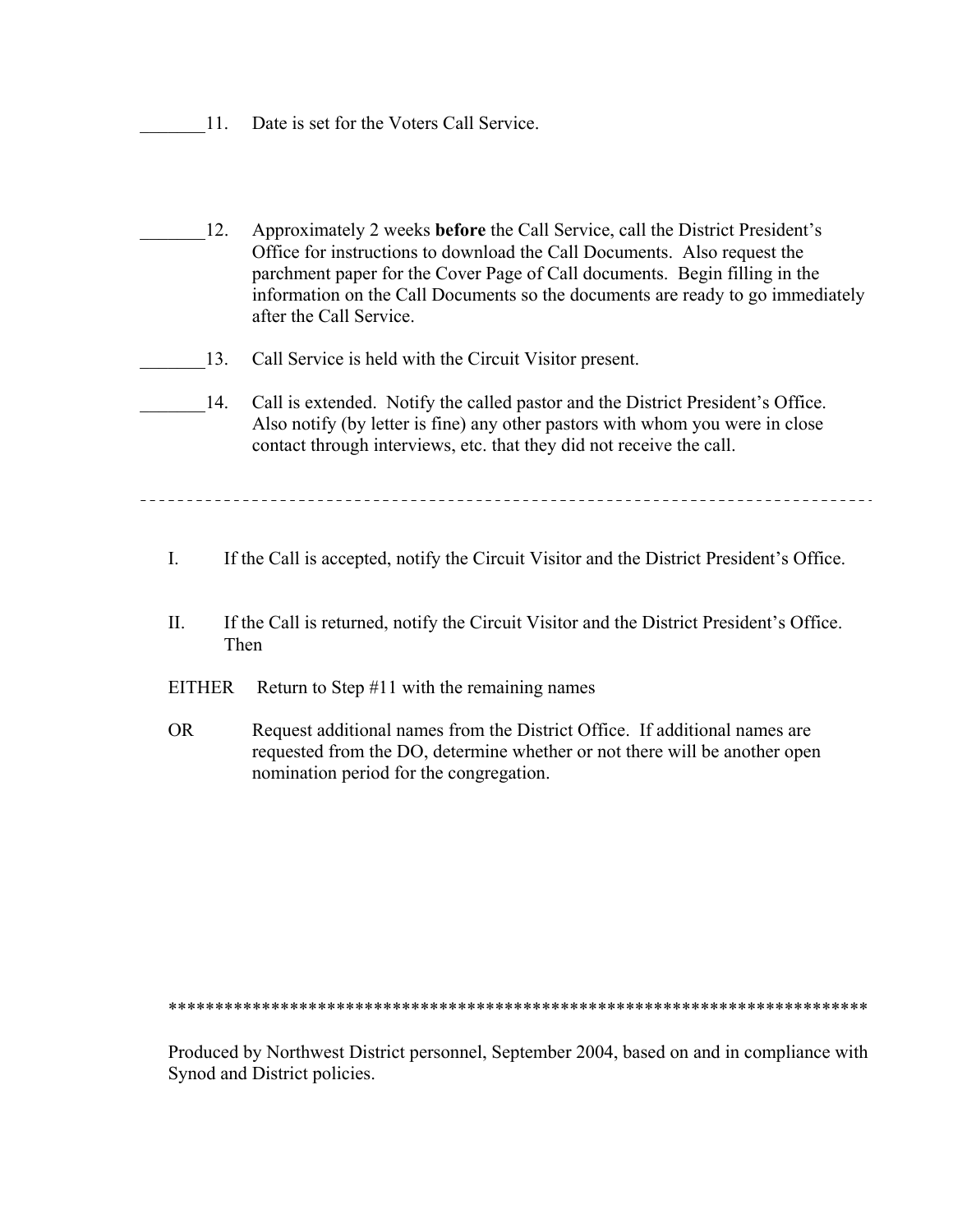_______11. Date is set for the Voters Call Service.

_______12. Approximately 2 weeks **before** the Call Service, call the District President's Office for instructions to download the Call Documents. Also request the parchment paper for the Cover Page of Call documents. Begin filling in the information on the Call Documents so the documents are ready to go immediately after the Call Service.

_______13. Call Service is held with the Circuit Visitor present.

_______14. Call is extended. Notify the called pastor and the District President's Office. Also notify (by letter is fine) any other pastors with whom you were in close contact through interviews, etc. that they did not receive the call.

---

I. If the Call is accepted, notify the Circuit Visitor and the District President's Office.

II. If the Call is returned, notify the Circuit Visitor and the District President's Office. Then

EITHER Return to Step #11 with the remaining names

OR Request additional names from the District Office. If additional names are requested from the DO, determine whether or not there will be another open nomination period for the congregation.

****************************************************************************

Produced by Northwest District personnel, September 2004, based on and in compliance with Synod and District policies.